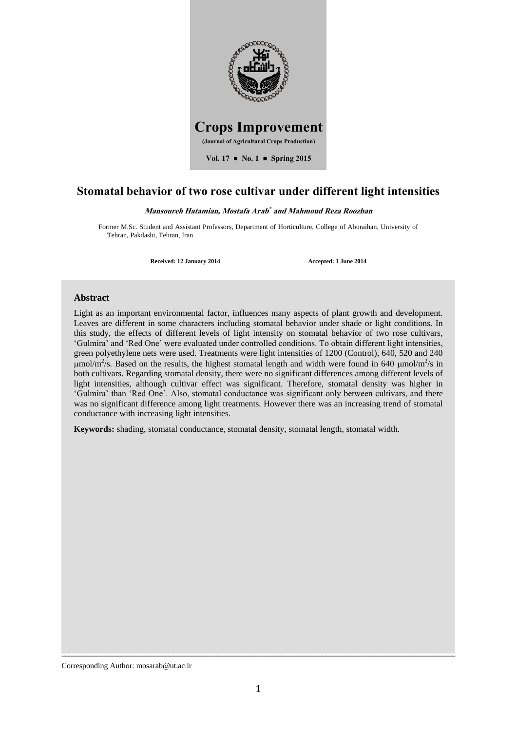# Crops Improvement

**(Journal of Agricultural Crops Production)**

**Vol. 17 ■ No. 1 ■ Spring 2015**

## Stomatal behavior of two rose cultivar under different light intensities

***Mansoureh Hatamian, Mostafa Arab\* and Mahmoud Reza Roozban***

Former M.Sc. Student and Assistant Professors, Department of Horticulture, College of Aburaihan, University of Tehran, Pakdasht, Tehran, Iran

**Received: 12 January 2014** **Accepted: 1 June 2014**

### Abstract

Light as an important environmental factor, influences many aspects of plant growth and development. Leaves are different in some characters including stomatal behavior under shade or light conditions. In this study, the effects of different levels of light intensity on stomatal behavior of two rose cultivars, 'Gulmira' and 'Red One' were evaluated under controlled conditions. To obtain different light intensities, green polyethylene nets were used. Treatments were light intensities of 1200 (Control), 640, 520 and 240 μmol/m$^2$/s. Based on the results, the highest stomatal length and width were found in 640 μmol/m$^2$/s in both cultivars. Regarding stomatal density, there were no significant differences among different levels of light intensities, although cultivar effect was significant. Therefore, stomatal density was higher in 'Gulmira' than 'Red One'. Also, stomatal conductance was significant only between cultivars, and there was no significant difference among light treatments. However there was an increasing trend of stomatal conductance with increasing light intensities.

**Keywords:** shading, stomatal conductance, stomatal density, stomatal length, stomatal width.

Corresponding Author: mosarab@ut.ac.ir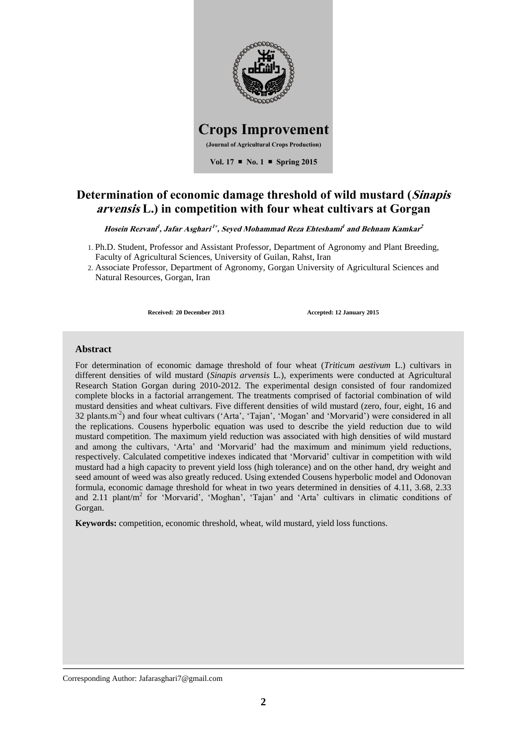# Crops Improvement

**(Journal of Agricultural Crops Production)**

**Vol. 17 ■ No. 1 ■ Spring 2015**

# Determination of economic damage threshold of wild mustard (*Sinapis arvensis* L.) in competition with four wheat cultivars at Gorgan

***Hosein Rezvani[1], Jafar Asghari[1*], Seyed Mohammad Reza Ehteshami[1] and Behnam Kamkar[2]***

1. Ph.D. Student, Professor and Assistant Professor, Department of Agronomy and Plant Breeding, Faculty of Agricultural Sciences, University of Guilan, Rahst, Iran
2. Associate Professor, Department of Agronomy, Gorgan University of Agricultural Sciences and Natural Resources, Gorgan, Iran

**Received: 20 December 2013** **Accepted: 12 January 2015**

## Abstract

For determination of economic damage threshold of four wheat (*Triticum aestivum* L.) cultivars in different densities of wild mustard (*Sinapis arvensis* L.), experiments were conducted at Agricultural Research Station Gorgan during 2010-2012. The experimental design consisted of four randomized complete blocks in a factorial arrangement. The treatments comprised of factorial combination of wild mustard densities and wheat cultivars. Five different densities of wild mustard (zero, four, eight, 16 and 32 plants.m$^{-2}$) and four wheat cultivars ('Arta', 'Tajan', 'Mogan' and 'Morvarid') were considered in all the replications. Cousens hyperbolic equation was used to describe the yield reduction due to wild mustard competition. The maximum yield reduction was associated with high densities of wild mustard and among the cultivars, 'Arta' and 'Morvarid' had the maximum and minimum yield reductions, respectively. Calculated competitive indexes indicated that 'Morvarid' cultivar in competition with wild mustard had a high capacity to prevent yield loss (high tolerance) and on the other hand, dry weight and seed amount of weed was also greatly reduced. Using extended Cousens hyperbolic model and Odonovan formula, economic damage threshold for wheat in two years determined in densities of 4.11, 3.68, 2.33 and 2.11 plant/m$^2$ for 'Morvarid', 'Moghan', 'Tajan' and 'Arta' cultivars in climatic conditions of Gorgan.

**Keywords:** competition, economic threshold, wheat, wild mustard, yield loss functions.

Corresponding Author: Jafarasghari7@gmail.com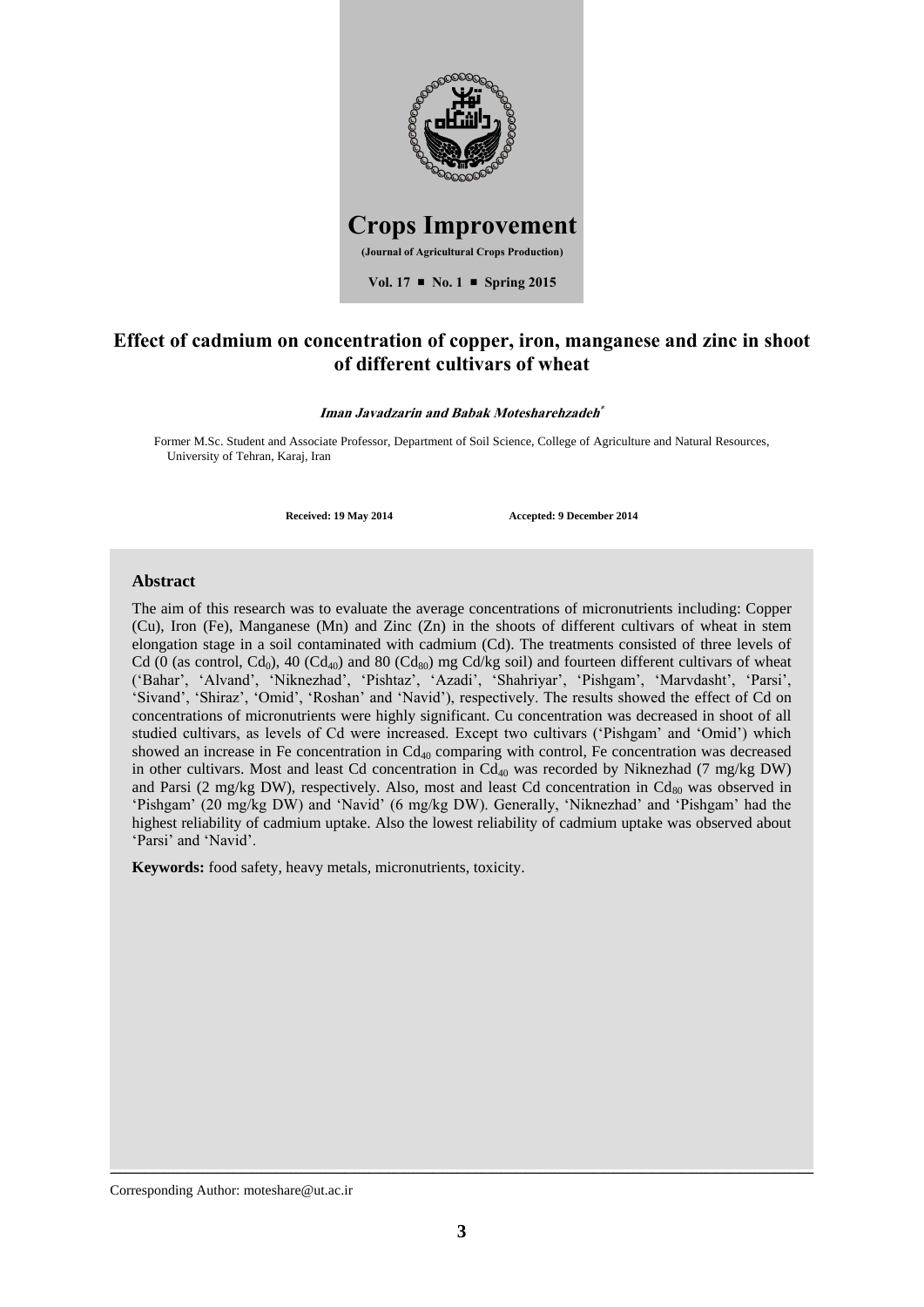# Crops Improvement

**(Journal of Agricultural Crops Production)**

**Vol. 17 ■ No. 1 ■ Spring 2015**

# Effect of cadmium on concentration of copper, iron, manganese and zinc in shoot of different cultivars of wheat

***Iman Javadzarin and Babak Motesharehzadeh****

Former M.Sc. Student and Associate Professor, Department of Soil Science, College of Agriculture and Natural Resources, University of Tehran, Karaj, Iran

**Received: 19 May 2014** **Accepted: 9 December 2014**

## Abstract

The aim of this research was to evaluate the average concentrations of micronutrients including: Copper (Cu), Iron (Fe), Manganese (Mn) and Zinc (Zn) in the shoots of different cultivars of wheat in stem elongation stage in a soil contaminated with cadmium (Cd). The treatments consisted of three levels of Cd (0 (as control, $Cd_0$), 40 ($Cd_{40}$) and 80 ($Cd_{80}$) mg Cd/kg soil) and fourteen different cultivars of wheat ('Bahar', 'Alvand', 'Niknezhad', 'Pishtaz', 'Azadi', 'Shahriyar', 'Pishgam', 'Marvdasht', 'Parsi', 'Sivand', 'Shiraz', 'Omid', 'Roshan' and 'Navid'), respectively. The results showed the effect of Cd on concentrations of micronutrients were highly significant. Cu concentration was decreased in shoot of all studied cultivars, as levels of Cd were increased. Except two cultivars ('Pishgam' and 'Omid') which showed an increase in Fe concentration in $Cd_{40}$ comparing with control, Fe concentration was decreased in other cultivars. Most and least Cd concentration in $Cd_{40}$ was recorded by Niknezhad (7 mg/kg DW) and Parsi (2 mg/kg DW), respectively. Also, most and least Cd concentration in $Cd_{80}$ was observed in 'Pishgam' (20 mg/kg DW) and 'Navid' (6 mg/kg DW). Generally, 'Niknezhad' and 'Pishgam' had the highest reliability of cadmium uptake. Also the lowest reliability of cadmium uptake was observed about 'Parsi' and 'Navid'.

**Keywords:** food safety, heavy metals, micronutrients, toxicity.

Corresponding Author: moteshare@ut.ac.ir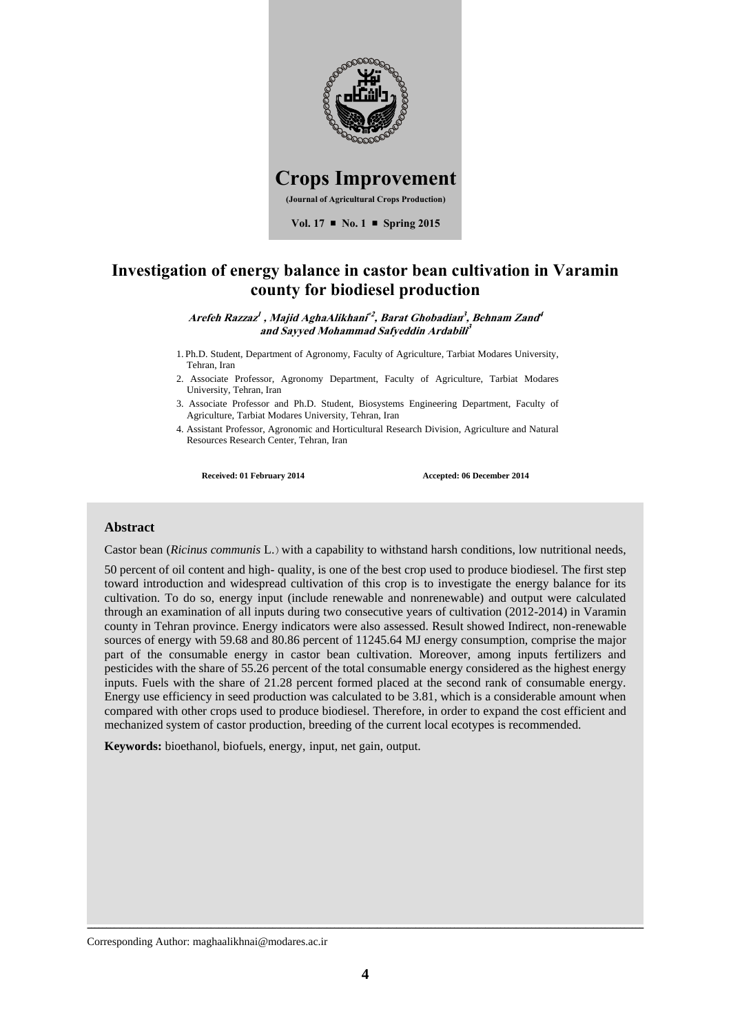# Crops Improvement

**(Journal of Agricultural Crops Production)**

**Vol. 17 ■ No. 1 ■ Spring 2015**

# Investigation of energy balance in castor bean cultivation in Varamin county for biodiesel production

***Arefeh Razzaz[1] , Majid AghaAlikhani*[2], Barat Ghobadian[3], Behnam Zand[4] and Sayyed Mohammad Safyeddin Ardabili[3]***

1. Ph.D. Student, Department of Agronomy, Faculty of Agriculture, Tarbiat Modares University, Tehran, Iran
2. Associate Professor, Agronomy Department, Faculty of Agriculture, Tarbiat Modares University, Tehran, Iran
3. Associate Professor and Ph.D. Student, Biosystems Engineering Department, Faculty of Agriculture, Tarbiat Modares University, Tehran, Iran
4. Assistant Professor, Agronomic and Horticultural Research Division, Agriculture and Natural Resources Research Center, Tehran, Iran

**Received: 01 February 2014** **Accepted: 06 December 2014**

### Abstract

Castor bean (*Ricinus communis* L.) with a capability to withstand harsh conditions, low nutritional needs, 50 percent of oil content and high- quality, is one of the best crop used to produce biodiesel. The first step toward introduction and widespread cultivation of this crop is to investigate the energy balance for its cultivation. To do so, energy input (include renewable and nonrenewable) and output were calculated through an examination of all inputs during two consecutive years of cultivation (2012-2014) in Varamin county in Tehran province. Energy indicators were also assessed. Result showed Indirect, non-renewable sources of energy with 59.68 and 80.86 percent of 11245.64 MJ energy consumption, comprise the major part of the consumable energy in castor bean cultivation. Moreover, among inputs fertilizers and pesticides with the share of 55.26 percent of the total consumable energy considered as the highest energy inputs. Fuels with the share of 21.28 percent formed placed at the second rank of consumable energy. Energy use efficiency in seed production was calculated to be 3.81, which is a considerable amount when compared with other crops used to produce biodiesel. Therefore, in order to expand the cost efficient and mechanized system of castor production, breeding of the current local ecotypes is recommended.

**Keywords:** bioethanol, biofuels, energy, input, net gain, output.

Corresponding Author: maghaalikhnai@modares.ac.ir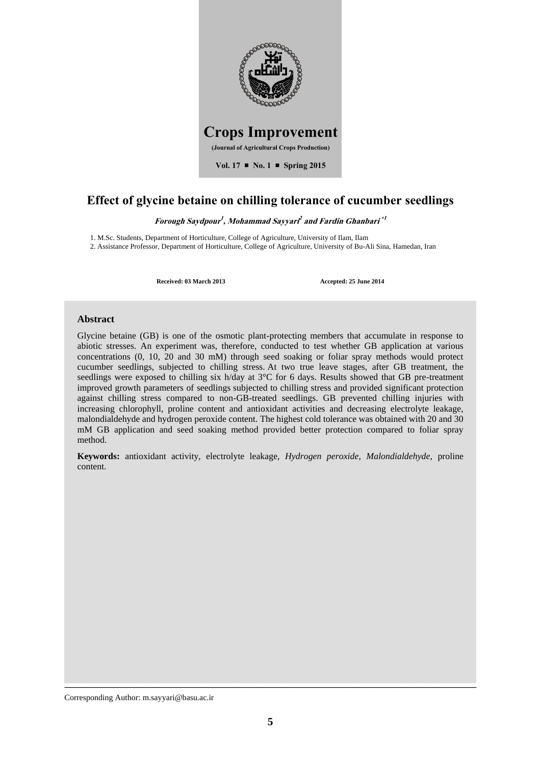# Crops Improvement

**(Journal of Agricultural Crops Production)**

**Vol. 17 ■ No. 1 ■ Spring 2015**

## Effect of glycine betaine on chilling tolerance of cucumber seedlings

***Forough Saydpour*[1]*, Mohammad Sayyari*[2] *and Fardin Ghanbari*[*1]**

1. M.Sc. Students, Department of Horticulture, College of Agriculture, University of Ilam, Ilam
2. Assistance Professor, Department of Horticulture, College of Agriculture, University of Bu-Ali Sina, Hamedan, Iran

**Received: 03 March 2013** **Accepted: 25 June 2014**

### Abstract

Glycine betaine (GB) is one of the osmotic plant-protecting members that accumulate in response to abiotic stresses. An experiment was, therefore, conducted to test whether GB application at various concentrations (0, 10, 20 and 30 mM) through seed soaking or foliar spray methods would protect cucumber seedlings, subjected to chilling stress. At two true leave stages, after GB treatment, the seedlings were exposed to chilling six h/day at 3°C for 6 days. Results showed that GB pre-treatment improved growth parameters of seedlings subjected to chilling stress and provided significant protection against chilling stress compared to non-GB-treated seedlings. GB prevented chilling injuries with increasing chlorophyll, proline content and antioxidant activities and decreasing electrolyte leakage, malondialdehyde and hydrogen peroxide content. The highest cold tolerance was obtained with 20 and 30 mM GB application and seed soaking method provided better protection compared to foliar spray method.

**Keywords:** antioxidant activity, electrolyte leakage, *Hydrogen peroxide*, *Malondialdehyde*, proline content.

Corresponding Author: m.sayyari@basu.ac.ir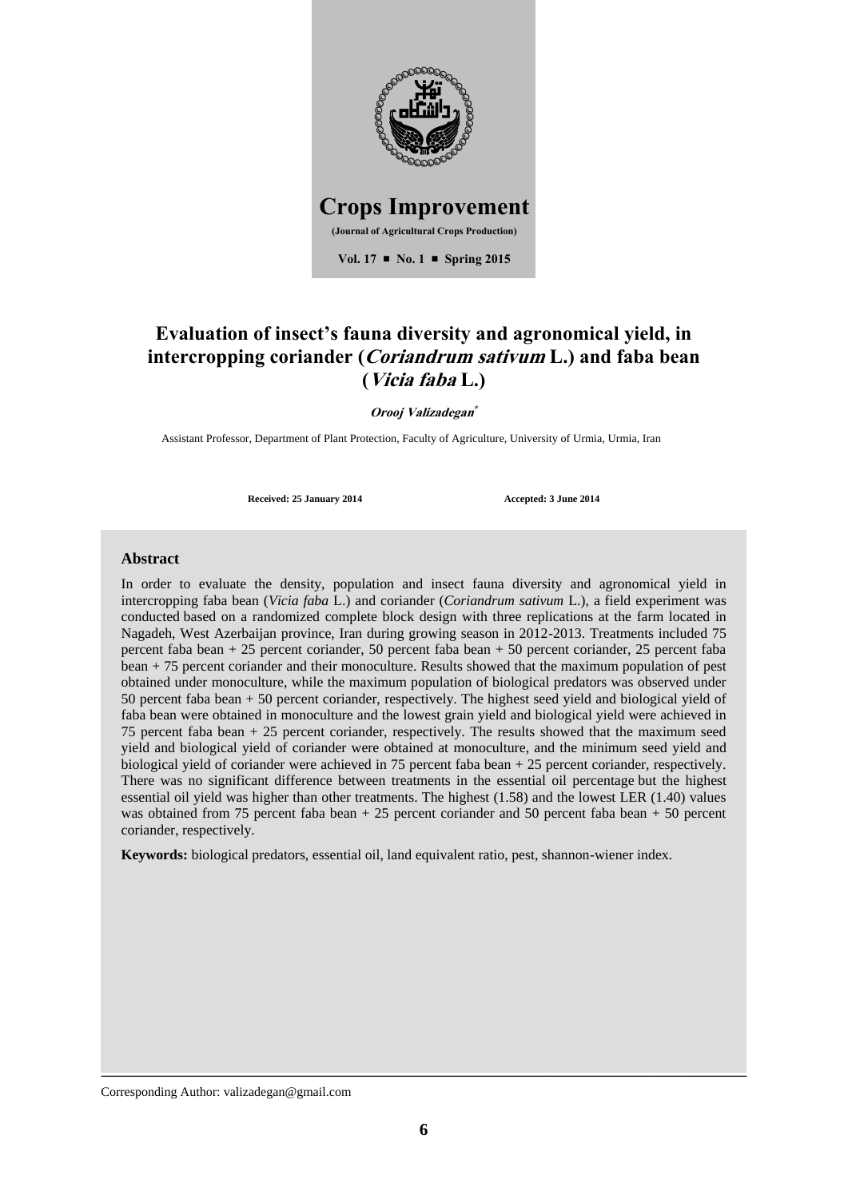# Evaluation of insect's fauna diversity and agronomical yield, in intercropping coriander (*Coriandrum sativum* L.) and faba bean (*Vicia faba* L.)

***Orooj Valizadegan****

Assistant Professor, Department of Plant Protection, Faculty of Agriculture, University of Urmia, Urmia, Iran

**Received: 25 January 2014** **Accepted: 3 June 2014**

## Abstract

In order to evaluate the density, population and insect fauna diversity and agronomical yield in intercropping faba bean (*Vicia faba* L.) and coriander (*Coriandrum sativum* L.), a field experiment was conducted based on a randomized complete block design with three replications at the farm located in Nagadeh, West Azerbaijan province, Iran during growing season in 2012-2013. Treatments included 75 percent faba bean + 25 percent coriander, 50 percent faba bean + 50 percent coriander, 25 percent faba bean + 75 percent coriander and their monoculture. Results showed that the maximum population of pest obtained under monoculture, while the maximum population of biological predators was observed under 50 percent faba bean + 50 percent coriander, respectively. The highest seed yield and biological yield of faba bean were obtained in monoculture and the lowest grain yield and biological yield were achieved in 75 percent faba bean + 25 percent coriander, respectively. The results showed that the maximum seed yield and biological yield of coriander were obtained at monoculture, and the minimum seed yield and biological yield of coriander were achieved in 75 percent faba bean + 25 percent coriander, respectively. There was no significant difference between treatments in the essential oil percentage but the highest essential oil yield was higher than other treatments. The highest (1.58) and the lowest LER (1.40) values was obtained from 75 percent faba bean + 25 percent coriander and 50 percent faba bean + 50 percent coriander, respectively.

**Keywords:** biological predators, essential oil, land equivalent ratio, pest, shannon-wiener index.

Corresponding Author: valizadegan@gmail.com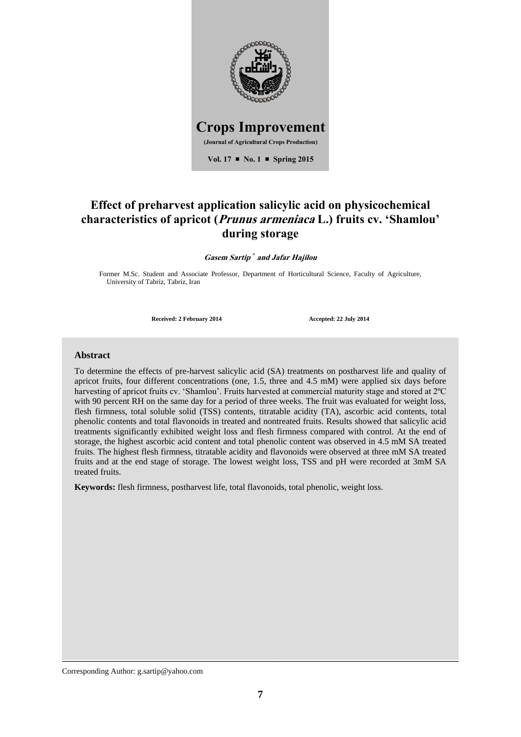# Crops Improvement

**(Journal of Agricultural Crops Production)**

**Vol. 17 ■ No. 1 ■ Spring 2015**

# Effect of preharvest application salicylic acid on physicochemical characteristics of apricot (*Prunus armeniaca* L.) fruits cv. 'Shamlou' during storage

***Gasem Sartip* * *and Jafar Hajilou***

Former M.Sc. Student and Associate Professor, Department of Horticultural Science, Faculty of Agriculture, University of Tabriz, Tabriz, Iran

**Received: 2 February 2014** **Accepted: 22 July 2014**

## Abstract

To determine the effects of pre-harvest salicylic acid (SA) treatments on postharvest life and quality of apricot fruits, four different concentrations (one, 1.5, three and 4.5 mM) were applied six days before harvesting of apricot fruits cv. 'Shamlou'. Fruits harvested at commercial maturity stage and stored at 2ºC with 90 percent RH on the same day for a period of three weeks. The fruit was evaluated for weight loss, flesh firmness, total soluble solid (TSS) contents, titratable acidity (TA), ascorbic acid contents, total phenolic contents and total flavonoids in treated and nontreated fruits. Results showed that salicylic acid treatments significantly exhibited weight loss and flesh firmness compared with control. At the end of storage, the highest ascorbic acid content and total phenolic content was observed in 4.5 mM SA treated fruits. The highest flesh firmness, titratable acidity and flavonoids were observed at three mM SA treated fruits and at the end stage of storage. The lowest weight loss, TSS and pH were recorded at 3mM SA treated fruits.

**Keywords:** flesh firmness, postharvest life, total flavonoids, total phenolic, weight loss.

Corresponding Author: g.sartip@yahoo.com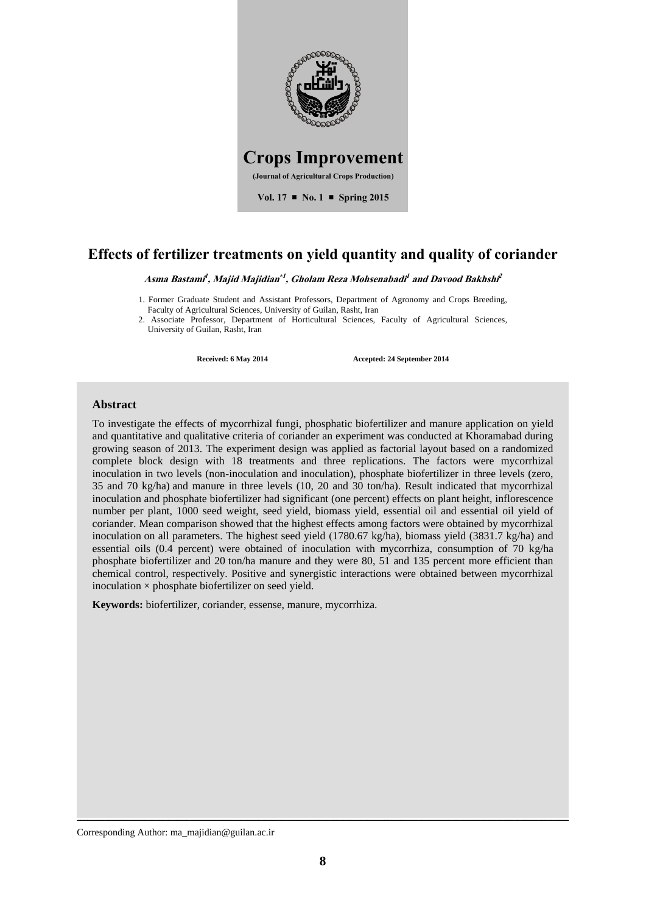# Crops Improvement

**(Journal of Agricultural Crops Production)**

**Vol. 17 ■ No. 1 ■ Spring 2015**

## Effects of fertilizer treatments on yield quantity and quality of coriander

***Asma Bastami[1], Majid Majidian*[1], Gholam Reza Mohsenabadi[1] and Davood Bakhshi[2]***

1. Former Graduate Student and Assistant Professors, Department of Agronomy and Crops Breeding, Faculty of Agricultural Sciences, University of Guilan, Rasht, Iran
2. Associate Professor, Department of Horticultural Sciences, Faculty of Agricultural Sciences, University of Guilan, Rasht, Iran

**Received: 6 May 2014** **Accepted: 24 September 2014**

### Abstract

To investigate the effects of mycorrhizal fungi, phosphatic biofertilizer and manure application on yield and quantitative and qualitative criteria of coriander an experiment was conducted at Khoramabad during growing season of 2013. The experiment design was applied as factorial layout based on a randomized complete block design with 18 treatments and three replications. The factors were mycorrhizal inoculation in two levels (non-inoculation and inoculation), phosphate biofertilizer in three levels (zero, 35 and 70 kg/ha) and manure in three levels (10, 20 and 30 ton/ha). Result indicated that mycorrhizal inoculation and phosphate biofertilizer had significant (one percent) effects on plant height, inflorescence number per plant, 1000 seed weight, seed yield, biomass yield, essential oil and essential oil yield of coriander. Mean comparison showed that the highest effects among factors were obtained by mycorrhizal inoculation on all parameters. The highest seed yield (1780.67 kg/ha), biomass yield (3831.7 kg/ha) and essential oils (0.4 percent) were obtained of inoculation with mycorrhiza, consumption of 70 kg/ha phosphate biofertilizer and 20 ton/ha manure and they were 80, 51 and 135 percent more efficient than chemical control, respectively. Positive and synergistic interactions were obtained between mycorrhizal inoculation × phosphate biofertilizer on seed yield.

**Keywords:** biofertilizer, coriander, essense, manure, mycorrhiza.

Corresponding Author: ma_majidian@guilan.ac.ir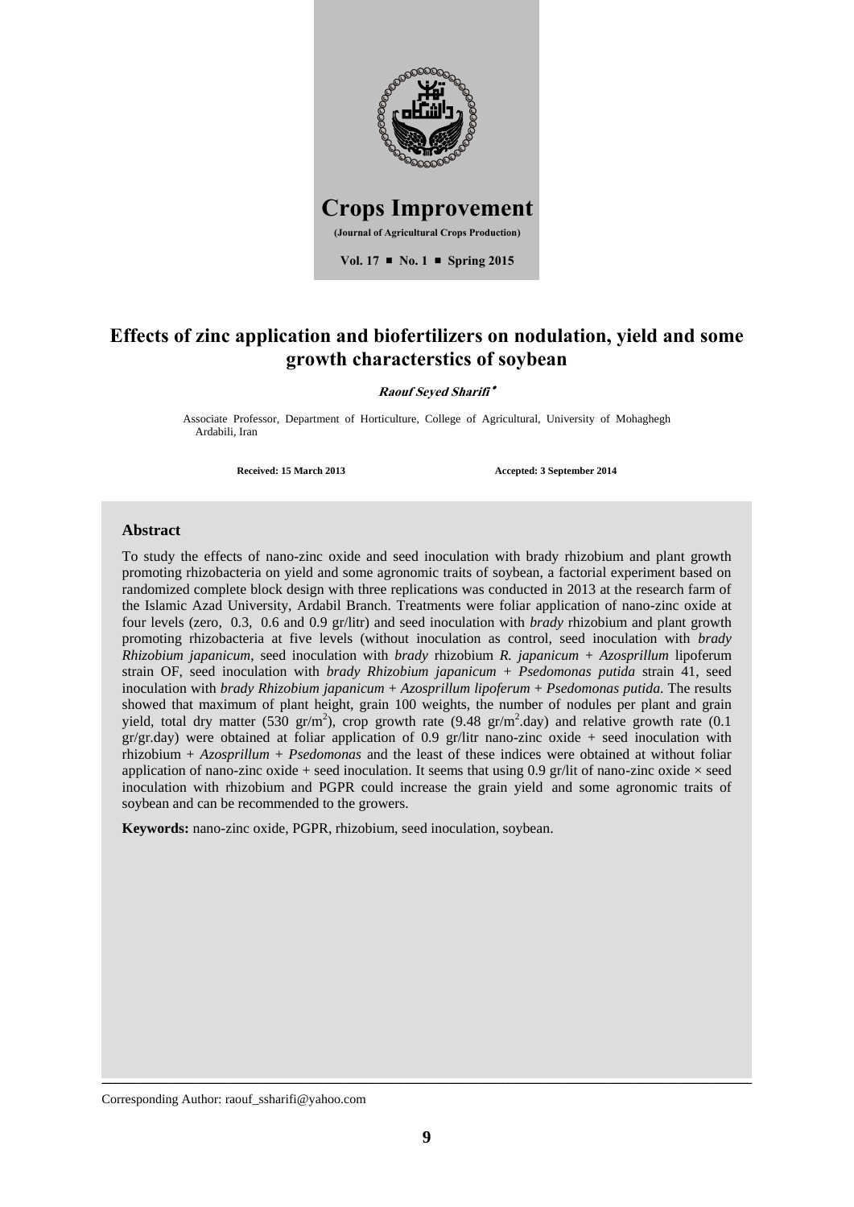# Crops Improvement

**(Journal of Agricultural Crops Production)**

**Vol. 17 ■ No. 1 ■ Spring 2015**

## Effects of zinc application and biofertilizers on nodulation, yield and some growth characterstics of soybean

***Raouf Seyed Sharifi*** *

Associate Professor, Department of Horticulture, College of Agricultural, University of Mohaghegh Ardabili, Iran

**Received: 15 March 2013** **Accepted: 3 September 2014**

### Abstract

To study the effects of nano-zinc oxide and seed inoculation with brady rhizobium and plant growth promoting rhizobacteria on yield and some agronomic traits of soybean, a factorial experiment based on randomized complete block design with three replications was conducted in 2013 at the research farm of the Islamic Azad University, Ardabil Branch. Treatments were foliar application of nano-zinc oxide at four levels (zero, 0.3, 0.6 and 0.9 gr/litr) and seed inoculation with *brady* rhizobium and plant growth promoting rhizobacteria at five levels (without inoculation as control, seed inoculation with *brady Rhizobium japanicum*, seed inoculation with *brady* rhizobium *R. japanicum* + *Azosprillum* lipoferum strain OF, seed inoculation with *brady Rhizobium japanicum* + *Psedomonas putida* strain 41, seed inoculation with *brady Rhizobium japanicum* + *Azosprillum lipoferum* + *Psedomonas putida*. The results showed that maximum of plant height, grain 100 weights, the number of nodules per plant and grain yield, total dry matter (530 gr/m$^2$), crop growth rate (9.48 gr/m$^2$.day) and relative growth rate (0.1 gr/gr.day) were obtained at foliar application of 0.9 gr/litr nano-zinc oxide + seed inoculation with rhizobium + *Azosprillum* + *Psedomonas* and the least of these indices were obtained at without foliar application of nano-zinc oxide + seed inoculation. It seems that using 0.9 gr/lit of nano-zinc oxide × seed inoculation with rhizobium and PGPR could increase the grain yield and some agronomic traits of soybean and can be recommended to the growers.

**Keywords:** nano-zinc oxide, PGPR, rhizobium, seed inoculation, soybean.

---

Corresponding Author: raouf_ssharifi@yahoo.com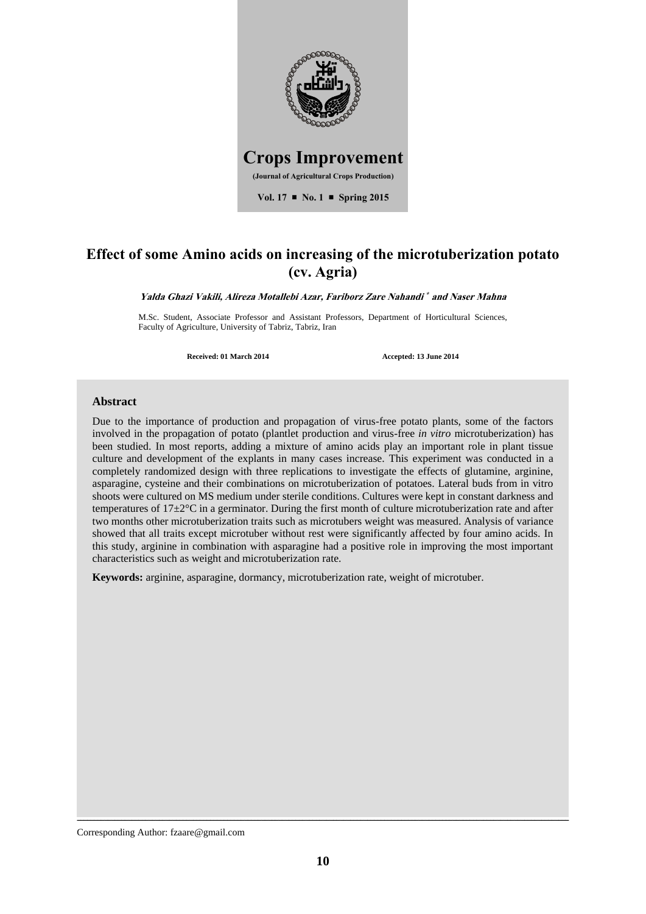# Crops Improvement

**(Journal of Agricultural Crops Production)**

**Vol. 17 ■ No. 1 ■ Spring 2015**

# Effect of some Amino acids on increasing of the microtuberization potato (cv. Agria)

***Yalda Ghazi Vakili, Alireza Motallebi Azar, Fariborz Zare Nahandi\* and Naser Mahna***

M.Sc. Student, Associate Professor and Assistant Professors, Department of Horticultural Sciences, Faculty of Agriculture, University of Tabriz, Tabriz, Iran

**Received: 01 March 2014** **Accepted: 13 June 2014**

## Abstract

Due to the importance of production and propagation of virus-free potato plants, some of the factors involved in the propagation of potato (plantlet production and virus-free *in vitro* microtuberization) has been studied. In most reports, adding a mixture of amino acids play an important role in plant tissue culture and development of the explants in many cases increase. This experiment was conducted in a completely randomized design with three replications to investigate the effects of glutamine, arginine, asparagine, cysteine and their combinations on microtuberization of potatoes. Lateral buds from in vitro shoots were cultured on MS medium under sterile conditions. Cultures were kept in constant darkness and temperatures of 17±2°C in a germinator. During the first month of culture microtuberization rate and after two months other microtuberization traits such as microtubers weight was measured. Analysis of variance showed that all traits except microtuber without rest were significantly affected by four amino acids. In this study, arginine in combination with asparagine had a positive role in improving the most important characteristics such as weight and microtuberization rate.

**Keywords:** arginine, asparagine, dormancy, microtuberization rate, weight of microtuber.

Corresponding Author: fzaare@gmail.com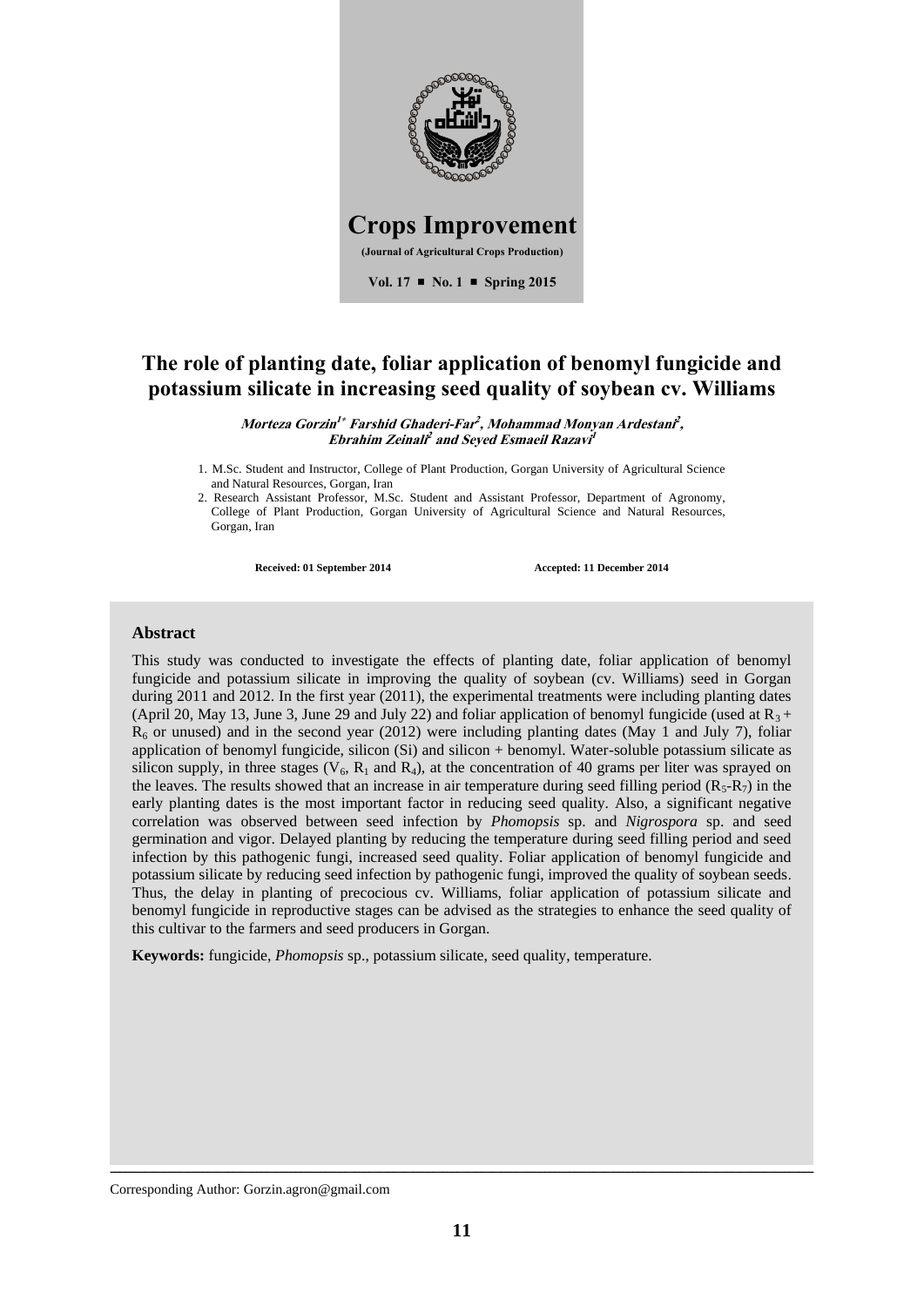# Crops Improvement

**(Journal of Agricultural Crops Production)**

**Vol. 17 ■ No. 1 ■ Spring 2015**

## The role of planting date, foliar application of benomyl fungicide and potassium silicate in increasing seed quality of soybean cv. Williams

***Morteza Gorzin[1\*] Farshid Ghaderi-Far[2], Mohammad Monyan Ardestani[2], Ebrahim Zeinali[2] and Seyed Esmaeil Razavi[1]***

1. M.Sc. Student and Instructor, College of Plant Production, Gorgan University of Agricultural Science and Natural Resources, Gorgan, Iran
2. Research Assistant Professor, M.Sc. Student and Assistant Professor, Department of Agronomy, College of Plant Production, Gorgan University of Agricultural Science and Natural Resources, Gorgan, Iran

**Received: 01 September 2014** **Accepted: 11 December 2014**

### Abstract

This study was conducted to investigate the effects of planting date, foliar application of benomyl fungicide and potassium silicate in improving the quality of soybean (cv. Williams) seed in Gorgan during 2011 and 2012. In the first year (2011), the experimental treatments were including planting dates (April 20, May 13, June 3, June 29 and July 22) and foliar application of benomyl fungicide (used at $R_3 + R_6$ or unused) and in the second year (2012) were including planting dates (May 1 and July 7), foliar application of benomyl fungicide, silicon (Si) and silicon + benomyl. Water-soluble potassium silicate as silicon supply, in three stages ($V_6$, $R_1$ and $R_4$), at the concentration of 40 grams per liter was sprayed on the leaves. The results showed that an increase in air temperature during seed filling period ($R_5$-$R_7$) in the early planting dates is the most important factor in reducing seed quality. Also, a significant negative correlation was observed between seed infection by *Phomopsis* sp. and *Nigrospora* sp. and seed germination and vigor. Delayed planting by reducing the temperature during seed filling period and seed infection by this pathogenic fungi, increased seed quality. Foliar application of benomyl fungicide and potassium silicate by reducing seed infection by pathogenic fungi, improved the quality of soybean seeds. Thus, the delay in planting of precocious cv. Williams, foliar application of potassium silicate and benomyl fungicide in reproductive stages can be advised as the strategies to enhance the seed quality of this cultivar to the farmers and seed producers in Gorgan.

**Keywords:** fungicide, *Phomopsis* sp., potassium silicate, seed quality, temperature.

Corresponding Author: Gorzin.agron@gmail.com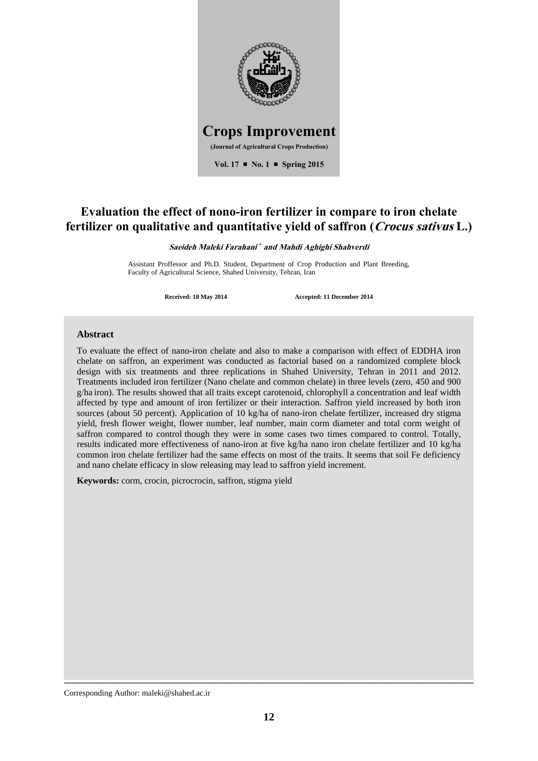# Crops Improvement

**(Journal of Agricultural Crops Production)**

**Vol. 17 ■ No. 1 ■ Spring 2015**

# Evaluation the effect of nono-iron fertilizer in compare to iron chelate fertilizer on qualitative and quantitative yield of saffron (*Crocus sativus* L.)

***Saeideh Maleki Farahani*** [*] ***and Mahdi Aghighi Shahverdi***

Assistant Proffessor and Ph.D. Student, Department of Crop Production and Plant Breeding, Faculty of Agricultural Science, Shahed University, Tehran, Iran

**Received: 10 May 2014** **Accepted: 11 December 2014**

## Abstract

To evaluate the effect of nano-iron chelate and also to make a comparison with effect of EDDHA iron chelate on saffron, an experiment was conducted as factorial based on a randomized complete block design with six treatments and three replications in Shahed University, Tehran in 2011 and 2012. Treatments included iron fertilizer (Nano chelate and common chelate) in three levels (zero, 450 and 900 g/ha iron). The results showed that all traits except carotenoid, chlorophyll a concentration and leaf width affected by type and amount of iron fertilizer or their interaction. Saffron yield increased by both iron sources (about 50 percent). Application of 10 kg/ha of nano-iron chelate fertilizer, increased dry stigma yield, fresh flower weight, flower number, leaf number, main corm diameter and total corm weight of saffron compared to control though they were in some cases two times compared to control. Totally, results indicated more effectiveness of nano-iron at five kg/ha nano iron chelate fertilizer and 10 kg/ha common iron chelate fertilizer had the same effects on most of the traits. It seems that soil Fe deficiency and nano chelate efficacy in slow releasing may lead to saffron yield increment.

**Keywords:** corm, crocin, picrocrocin, saffron, stigma yield

Corresponding Author: maleki@shahed.ac.ir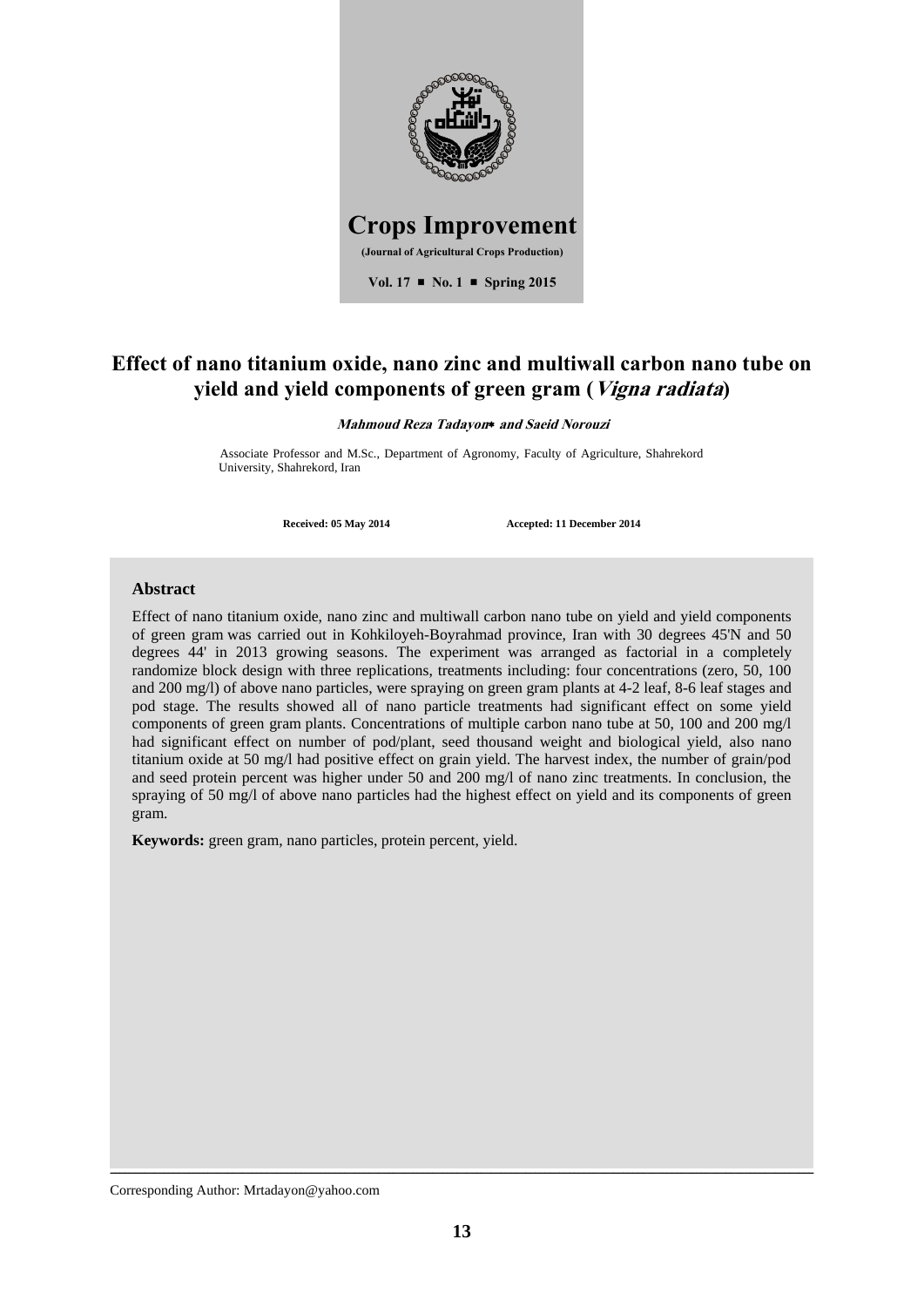# Crops Improvement

**(Journal of Agricultural Crops Production)**

**Vol. 17 ■ No. 1 ■ Spring 2015**

# Effect of nano titanium oxide, nano zinc and multiwall carbon nano tube on yield and yield components of green gram (*Vigna radiata*)

***Mahmoud Reza Tadayon\* and Saeid Norouzi***

Associate Professor and M.Sc., Department of Agronomy, Faculty of Agriculture, Shahrekord University, Shahrekord, Iran

**Received: 05 May 2014** **Accepted: 11 December 2014**

## Abstract

Effect of nano titanium oxide, nano zinc and multiwall carbon nano tube on yield and yield components of green gram was carried out in Kohkiloyeh-Boyrahmad province, Iran with 30 degrees 45'N and 50 degrees 44' in 2013 growing seasons. The experiment was arranged as factorial in a completely randomize block design with three replications, treatments including: four concentrations (zero, 50, 100 and 200 mg/l) of above nano particles, were spraying on green gram plants at 4-2 leaf, 8-6 leaf stages and pod stage. The results showed all of nano particle treatments had significant effect on some yield components of green gram plants. Concentrations of multiple carbon nano tube at 50, 100 and 200 mg/l had significant effect on number of pod/plant, seed thousand weight and biological yield, also nano titanium oxide at 50 mg/l had positive effect on grain yield. The harvest index, the number of grain/pod and seed protein percent was higher under 50 and 200 mg/l of nano zinc treatments. In conclusion, the spraying of 50 mg/l of above nano particles had the highest effect on yield and its components of green gram.

**Keywords:** green gram, nano particles, protein percent, yield.

Corresponding Author: Mrtadayon@yahoo.com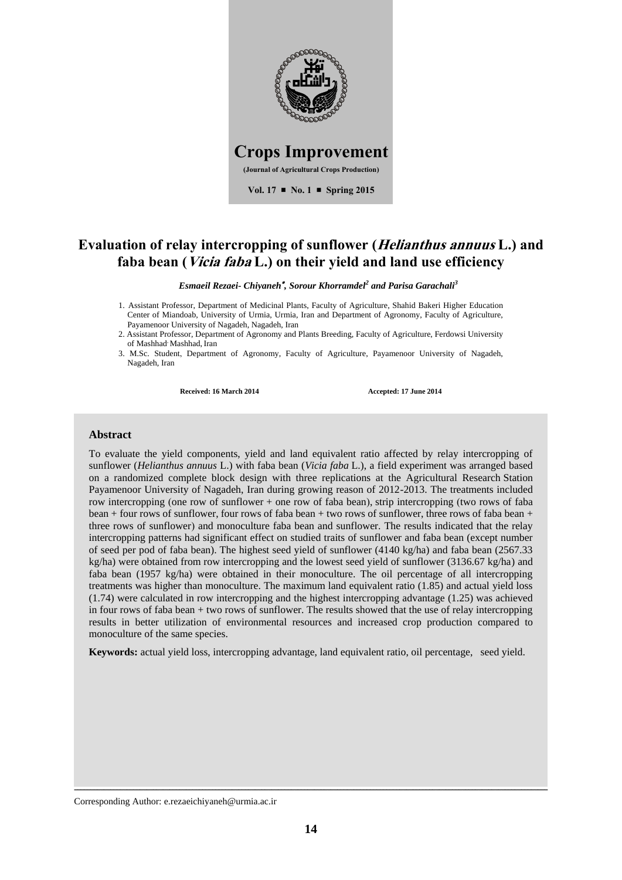**Crops Improvement**

**(Journal of Agricultural Crops Production)**

**Vol. 17 ■ No. 1 ■ Spring 2015**

# Evaluation of relay intercropping of sunflower (*Helianthus annuus* L.) and faba bean (*Vicia faba* L.) on their yield and land use efficiency

***Esmaeil Rezaei- Chiyaneh*[\*], *Sorour Khorramdel*[2] *and Parisa Garachali*[3]**

1. Assistant Professor, Department of Medicinal Plants, Faculty of Agriculture, Shahid Bakeri Higher Education Center of Miandoab, University of Urmia, Urmia, Iran and Department of Agronomy, Faculty of Agriculture, Payamenoor University of Nagadeh, Nagadeh, Iran
2. Assistant Professor, Department of Agronomy and Plants Breeding, Faculty of Agriculture, Ferdowsi University of Mashhad, Mashhad, Iran
3. M.Sc. Student, Department of Agronomy, Faculty of Agriculture, Payamenoor University of Nagadeh, Nagadeh, Iran

**Received: 16 March 2014** **Accepted: 17 June 2014**

## Abstract

To evaluate the yield components, yield and land equivalent ratio affected by relay intercropping of sunflower (*Helianthus annuus* L.) with faba bean (*Vicia faba* L.), a field experiment was arranged based on a randomized complete block design with three replications at the Agricultural Research Station Payamenoor University of Nagadeh, Iran during growing reason of 2012-2013. The treatments included row intercropping (one row of sunflower + one row of faba bean), strip intercropping (two rows of faba bean + four rows of sunflower, four rows of faba bean + two rows of sunflower, three rows of faba bean + three rows of sunflower) and monoculture faba bean and sunflower. The results indicated that the relay intercropping patterns had significant effect on studied traits of sunflower and faba bean (except number of seed per pod of faba bean). The highest seed yield of sunflower (4140 kg/ha) and faba bean (2567.33 kg/ha) were obtained from row intercropping and the lowest seed yield of sunflower (3136.67 kg/ha) and faba bean (1957 kg/ha) were obtained in their monoculture. The oil percentage of all intercropping treatments was higher than monoculture. The maximum land equivalent ratio (1.85) and actual yield loss (1.74) were calculated in row intercropping and the highest intercropping advantage (1.25) was achieved in four rows of faba bean + two rows of sunflower. The results showed that the use of relay intercropping results in better utilization of environmental resources and increased crop production compared to monoculture of the same species.

**Keywords:** actual yield loss, intercropping advantage, land equivalent ratio, oil percentage, seed yield.

Corresponding Author: e.rezaeichiyaneh@urmia.ac.ir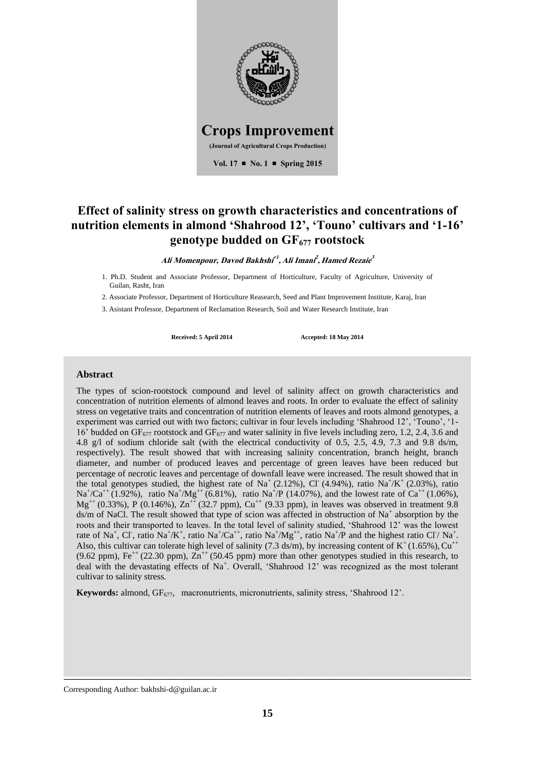# Crops Improvement

**(Journal of Agricultural Crops Production)**

**Vol. 17 ■ No. 1 ■ Spring 2015**

# Effect of salinity stress on growth characteristics and concentrations of nutrition elements in almond 'Shahrood 12', 'Touno' cultivars and '1-16' genotype budded on $GF_{677}$ rootstock

***Ali Momenpour, Davod Bakhshi[*1], Ali Imani[2], Hamed Rezaie[3]***

1. Ph.D. Student and Associate Professor, Department of Horticulture, Faculty of Agriculture, University of Guilan, Rasht, Iran
2. Associate Professor, Department of Horticulture Reasearch, Seed and Plant Improvement Institute, Karaj, Iran
3. Asistant Professor, Department of Reclamation Research, Soil and Water Research Institute, Iran

**Received: 5 April 2014** **Accepted: 18 May 2014**

## Abstract

The types of scion-rootstock compound and level of salinity affect on growth characteristics and concentration of nutrition elements of almond leaves and roots. In order to evaluate the effect of salinity stress on vegetative traits and concentration of nutrition elements of leaves and roots almond genotypes, a experiment was carried out with two factors; cultivar in four levels including 'Shahrood 12', 'Touno', '1-16' budded on $GF_{677}$ rootstock and $GF_{677}$ and water salinity in five levels including zero, 1.2, 2.4, 3.6 and 4.8 g/l of sodium chloride salt (with the electrical conductivity of 0.5, 2.5, 4.9, 7.3 and 9.8 ds/m, respectively). The result showed that with increasing salinity concentration, branch height, branch diameter, and number of produced leaves and percentage of green leaves have been reduced but percentage of necrotic leaves and percentage of downfall leave were increased. The result showed that in the total genotypes studied, the highest rate of $Na^+$ (2.12%), $Cl^-$ (4.94%), ratio $Na^+/K^+$ (2.03%), ratio $Na^+/Ca^{++}$ (1.92%), ratio $Na^+/Mg^{++}$ (6.81%), ratio $Na^+/P$ (14.07%), and the lowest rate of $Ca^{++}$ (1.06%), $Mg^{++}$ (0.33%), P (0.146%), $Zn^{++}$ (32.7 ppm), $Cu^{++}$ (9.33 ppm), in leaves was observed in treatment 9.8 ds/m of NaCl. The result showed that type of scion was affected in obstruction of $Na^+$ absorption by the roots and their transported to leaves. In the total level of salinity studied, 'Shahrood 12' was the lowest rate of $Na^+$, $Cl^-$, ratio $Na^+/K^+$, ratio $Na^+/Ca^{++}$, ratio $Na^+/Mg^{++}$, ratio $Na^+/P$ and the highest ratio $Cl^-/Na^+$. Also, this cultivar can tolerate high level of salinity (7.3 ds/m), by increasing content of $K^+$ (1.65%), $Cu^{++}$ (9.62 ppm), $Fe^{++}$ (22.30 ppm), $Zn^{++}$ (50.45 ppm) more than other genotypes studied in this research, to deal with the devastating effects of $Na^+$. Overall, 'Shahrood 12' was recognized as the most tolerant cultivar to salinity stress.

**Keywords:** almond, $GF_{677}$, macronutrients, micronutrients, salinity stress, 'Shahrood 12'.

Corresponding Author: bakhshi-d@guilan.ac.ir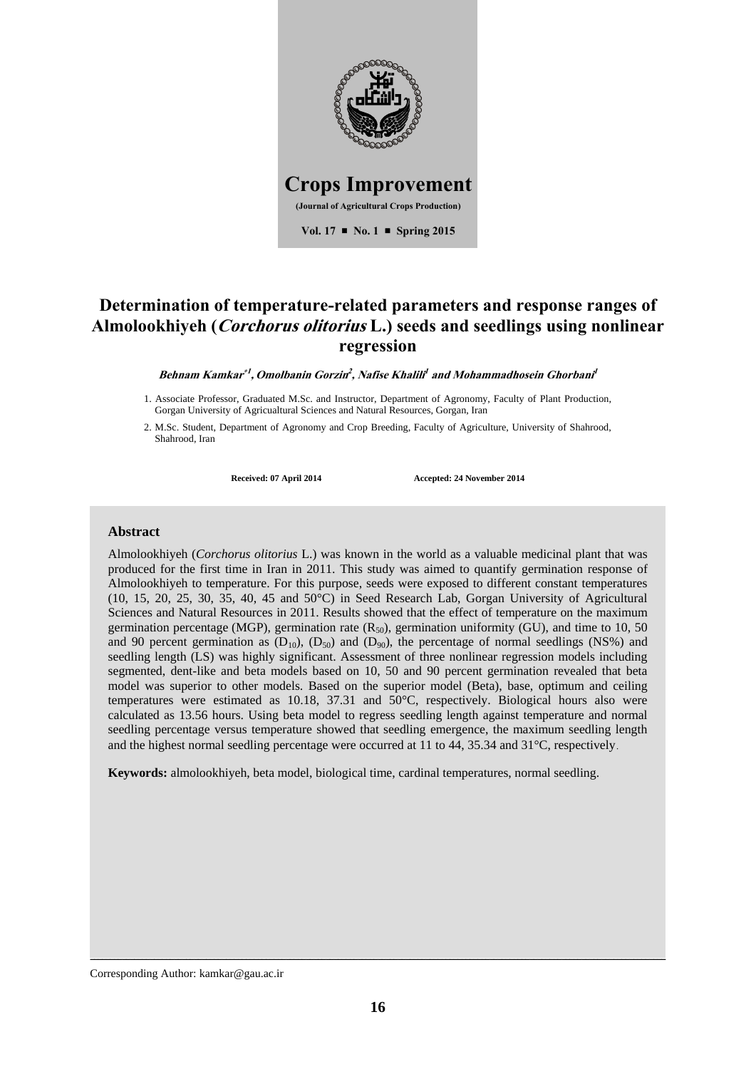**Crops Improvement**

**(Journal of Agricultural Crops Production)**

**Vol. 17 ■ No. 1 ■ Spring 2015**

# Determination of temperature-related parameters and response ranges of Almolookhiyeh (*Corchorus olitorius* L.) seeds and seedlings using nonlinear regression

***Behnam Kamkar*[*1], Omolbanin Gorzin[2], Nafise Khalili[1] and Mohammadhosein Ghorbani[1]***

1. Associate Professor, Graduated M.Sc. and Instructor, Department of Agronomy, Faculty of Plant Production, Gorgan University of Agricualtural Sciences and Natural Resources, Gorgan, Iran
2. M.Sc. Student, Department of Agronomy and Crop Breeding, Faculty of Agriculture, University of Shahrood, Shahrood, Iran

**Received: 07 April 2014** **Accepted: 24 November 2014**

## Abstract

Almolookhiyeh (*Corchorus olitorius* L.) was known in the world as a valuable medicinal plant that was produced for the first time in Iran in 2011. This study was aimed to quantify germination response of Almolookhiyeh to temperature. For this purpose, seeds were exposed to different constant temperatures (10, 15, 20, 25, 30, 35, 40, 45 and 50°C) in Seed Research Lab, Gorgan University of Agricultural Sciences and Natural Resources in 2011. Results showed that the effect of temperature on the maximum germination percentage (MGP), germination rate ($R_{50}$), germination uniformity (GU), and time to 10, 50 and 90 percent germination as ($D_{10}$), ($D_{50}$) and ($D_{90}$), the percentage of normal seedlings (NS%) and seedling length (LS) was highly significant. Assessment of three nonlinear regression models including segmented, dent-like and beta models based on 10, 50 and 90 percent germination revealed that beta model was superior to other models. Based on the superior model (Beta), base, optimum and ceiling temperatures were estimated as 10.18, 37.31 and 50°C, respectively. Biological hours also were calculated as 13.56 hours. Using beta model to regress seedling length against temperature and normal seedling percentage versus temperature showed that seedling emergence, the maximum seedling length and the highest normal seedling percentage were occurred at 11 to 44, 35.34 and 31°C, respectively.

**Keywords:** almolookhiyeh, beta model, biological time, cardinal temperatures, normal seedling.

Corresponding Author: kamkar@gau.ac.ir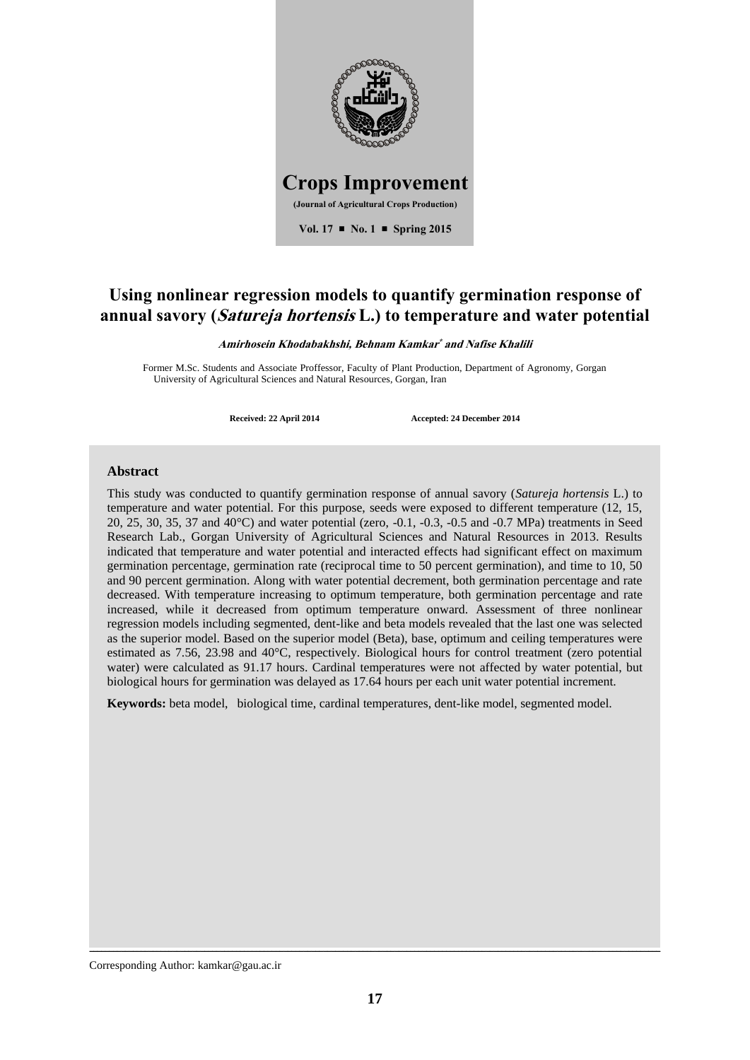**Crops Improvement**

**(Journal of Agricultural Crops Production)**

**Vol. 17 ■ No. 1 ■ Spring 2015**

# Using nonlinear regression models to quantify germination response of annual savory (*Satureja hortensis* L.) to temperature and water potential

***Amirhosein Khodabakhshi, Behnam Kamkar*[*] and Nafise Khalili***

Former M.Sc. Students and Associate Proffessor, Faculty of Plant Production, Department of Agronomy, Gorgan University of Agricultural Sciences and Natural Resources, Gorgan, Iran

**Received: 22 April 2014** **Accepted: 24 December 2014**

## Abstract

This study was conducted to quantify germination response of annual savory (*Satureja hortensis* L.) to temperature and water potential. For this purpose, seeds were exposed to different temperature (12, 15, 20, 25, 30, 35, 37 and 40°C) and water potential (zero, -0.1, -0.3, -0.5 and -0.7 MPa) treatments in Seed Research Lab., Gorgan University of Agricultural Sciences and Natural Resources in 2013. Results indicated that temperature and water potential and interacted effects had significant effect on maximum germination percentage, germination rate (reciprocal time to 50 percent germination), and time to 10, 50 and 90 percent germination. Along with water potential decrement, both germination percentage and rate decreased. With temperature increasing to optimum temperature, both germination percentage and rate increased, while it decreased from optimum temperature onward. Assessment of three nonlinear regression models including segmented, dent-like and beta models revealed that the last one was selected as the superior model. Based on the superior model (Beta), base, optimum and ceiling temperatures were estimated as 7.56, 23.98 and 40°C, respectively. Biological hours for control treatment (zero potential water) were calculated as 91.17 hours. Cardinal temperatures were not affected by water potential, but biological hours for germination was delayed as 17.64 hours per each unit water potential increment.

**Keywords:** beta model, biological time, cardinal temperatures, dent-like model, segmented model.

---

Corresponding Author: kamkar@gau.ac.ir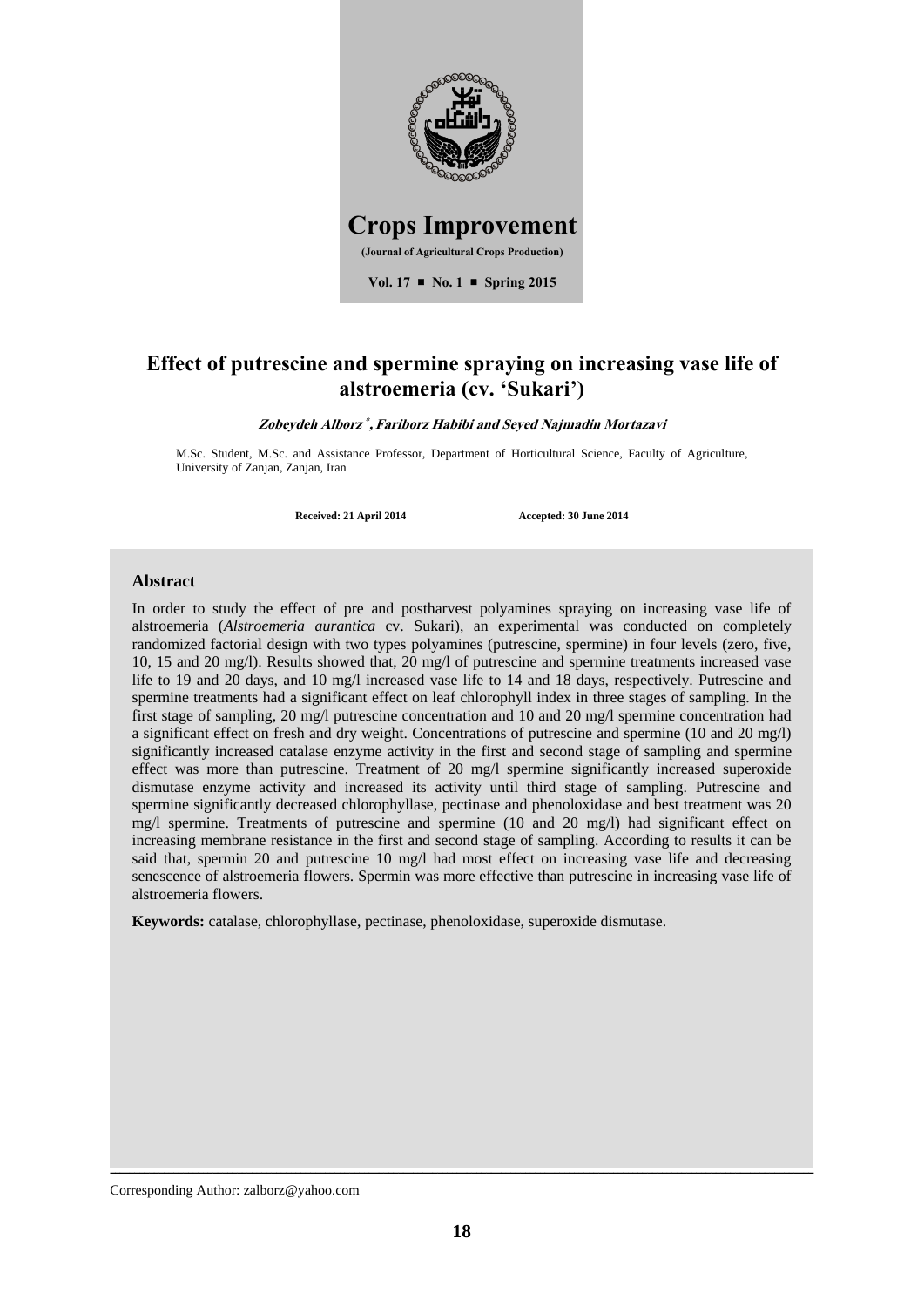**Crops Improvement**

**(Journal of Agricultural Crops Production)**

**Vol. 17 ■ No. 1 ■ Spring 2015**

# Effect of putrescine and spermine spraying on increasing vase life of alstroemeria (cv. 'Sukari')

***Zobeydeh Alborz*\*, Fariborz Habibi and Seyed Najmadin Mortazavi***

M.Sc. Student, M.Sc. and Assistance Professor, Department of Horticultural Science, Faculty of Agriculture, University of Zanjan, Zanjan, Iran

**Received: 21 April 2014** **Accepted: 30 June 2014**

## Abstract

In order to study the effect of pre and postharvest polyamines spraying on increasing vase life of alstroemeria (*Alstroemeria aurantica* cv. Sukari), an experimental was conducted on completely randomized factorial design with two types polyamines (putrescine, spermine) in four levels (zero, five, 10, 15 and 20 mg/l). Results showed that, 20 mg/l of putrescine and spermine treatments increased vase life to 19 and 20 days, and 10 mg/l increased vase life to 14 and 18 days, respectively. Putrescine and spermine treatments had a significant effect on leaf chlorophyll index in three stages of sampling. In the first stage of sampling, 20 mg/l putrescine concentration and 10 and 20 mg/l spermine concentration had a significant effect on fresh and dry weight. Concentrations of putrescine and spermine (10 and 20 mg/l) significantly increased catalase enzyme activity in the first and second stage of sampling and spermine effect was more than putrescine. Treatment of 20 mg/l spermine significantly increased superoxide dismutase enzyme activity and increased its activity until third stage of sampling. Putrescine and spermine significantly decreased chlorophyllase, pectinase and phenoloxidase and best treatment was 20 mg/l spermine. Treatments of putrescine and spermine (10 and 20 mg/l) had significant effect on increasing membrane resistance in the first and second stage of sampling. According to results it can be said that, spermin 20 and putrescine 10 mg/l had most effect on increasing vase life and decreasing senescence of alstroemeria flowers. Spermin was more effective than putrescine in increasing vase life of alstroemeria flowers.

**Keywords:** catalase, chlorophyllase, pectinase, phenoloxidase, superoxide dismutase.

Corresponding Author: zalborz@yahoo.com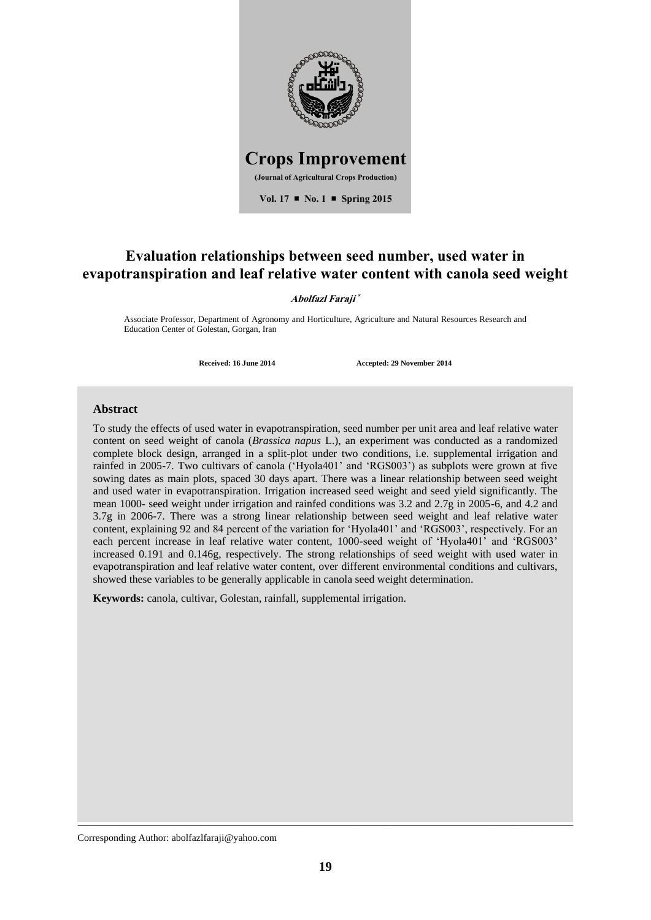# Crops Improvement

**(Journal of Agricultural Crops Production)**

**Vol. 17 ■ No. 1 ■ Spring 2015**

# Evaluation relationships between seed number, used water in evapotranspiration and leaf relative water content with canola seed weight

***Abolfazl Faraji*** *

Associate Professor, Department of Agronomy and Horticulture, Agriculture and Natural Resources Research and Education Center of Golestan, Gorgan, Iran

**Received: 16 June 2014** **Accepted: 29 November 2014**

## Abstract

To study the effects of used water in evapotranspiration, seed number per unit area and leaf relative water content on seed weight of canola (*Brassica napus* L.), an experiment was conducted as a randomized complete block design, arranged in a split-plot under two conditions, i.e. supplemental irrigation and rainfed in 2005-7. Two cultivars of canola ('Hyola401' and 'RGS003') as subplots were grown at five sowing dates as main plots, spaced 30 days apart. There was a linear relationship between seed weight and used water in evapotranspiration. Irrigation increased seed weight and seed yield significantly. The mean 1000- seed weight under irrigation and rainfed conditions was 3.2 and 2.7g in 2005-6, and 4.2 and 3.7g in 2006-7. There was a strong linear relationship between seed weight and leaf relative water content, explaining 92 and 84 percent of the variation for 'Hyola401' and 'RGS003', respectively. For an each percent increase in leaf relative water content, 1000-seed weight of 'Hyola401' and 'RGS003' increased 0.191 and 0.146g, respectively. The strong relationships of seed weight with used water in evapotranspiration and leaf relative water content, over different environmental conditions and cultivars, showed these variables to be generally applicable in canola seed weight determination.

**Keywords:** canola, cultivar, Golestan, rainfall, supplemental irrigation.

Corresponding Author: abolfazlfaraji@yahoo.com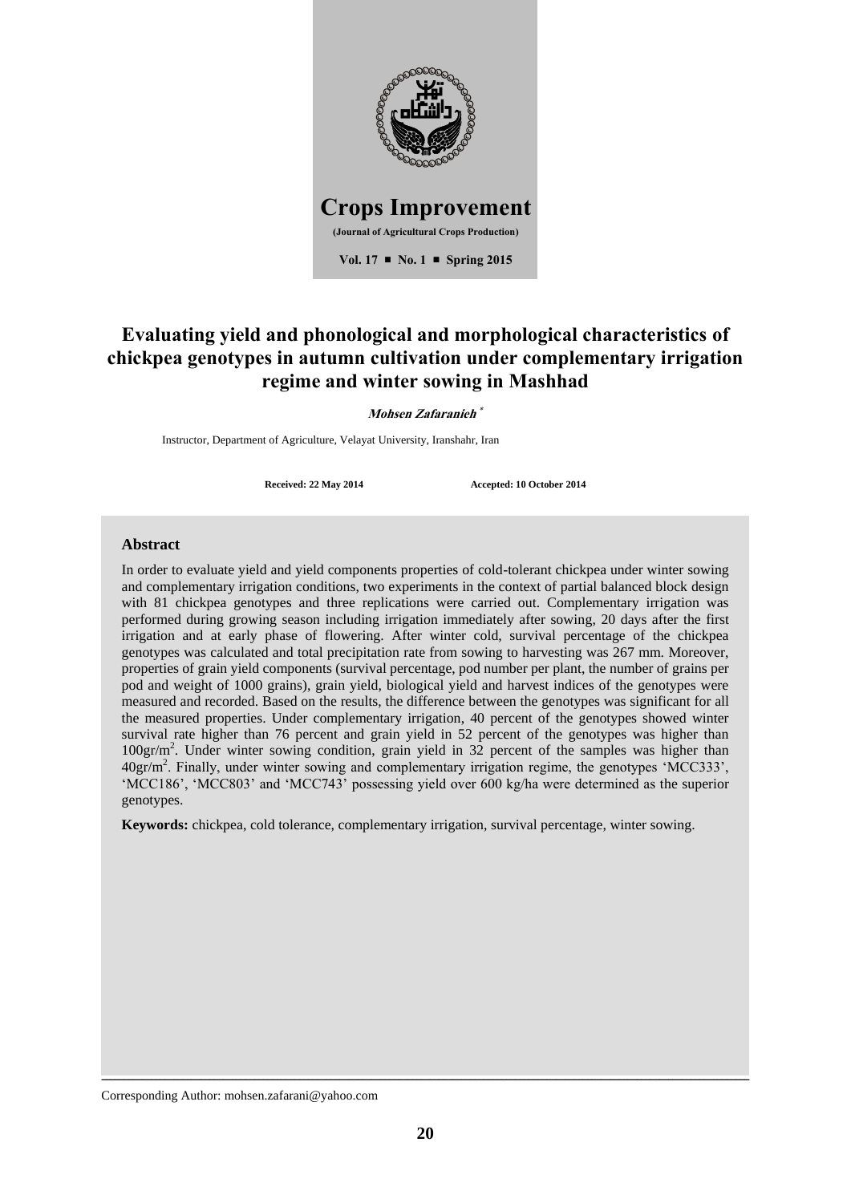**Crops Improvement**

**(Journal of Agricultural Crops Production)**

**Vol. 17 ■ No. 1 ■ Spring 2015**

# Evaluating yield and phonological and morphological characteristics of chickpea genotypes in autumn cultivation under complementary irrigation regime and winter sowing in Mashhad

***Mohsen Zafaranieh*** *

Instructor, Department of Agriculture, Velayat University, Iranshahr, Iran

**Received: 22 May 2014** **Accepted: 10 October 2014**

## Abstract

In order to evaluate yield and yield components properties of cold-tolerant chickpea under winter sowing and complementary irrigation conditions, two experiments in the context of partial balanced block design with 81 chickpea genotypes and three replications were carried out. Complementary irrigation was performed during growing season including irrigation immediately after sowing, 20 days after the first irrigation and at early phase of flowering. After winter cold, survival percentage of the chickpea genotypes was calculated and total precipitation rate from sowing to harvesting was 267 mm. Moreover, properties of grain yield components (survival percentage, pod number per plant, the number of grains per pod and weight of 1000 grains), grain yield, biological yield and harvest indices of the genotypes were measured and recorded. Based on the results, the difference between the genotypes was significant for all the measured properties. Under complementary irrigation, 40 percent of the genotypes showed winter survival rate higher than 76 percent and grain yield in 52 percent of the genotypes was higher than $100gr/m^2$. Under winter sowing condition, grain yield in 32 percent of the samples was higher than $40gr/m^2$. Finally, under winter sowing and complementary irrigation regime, the genotypes 'MCC333', 'MCC186', 'MCC803' and 'MCC743' possessing yield over 600 kg/ha were determined as the superior genotypes.

**Keywords:** chickpea, cold tolerance, complementary irrigation, survival percentage, winter sowing.

Corresponding Author: mohsen.zafarani@yahoo.com